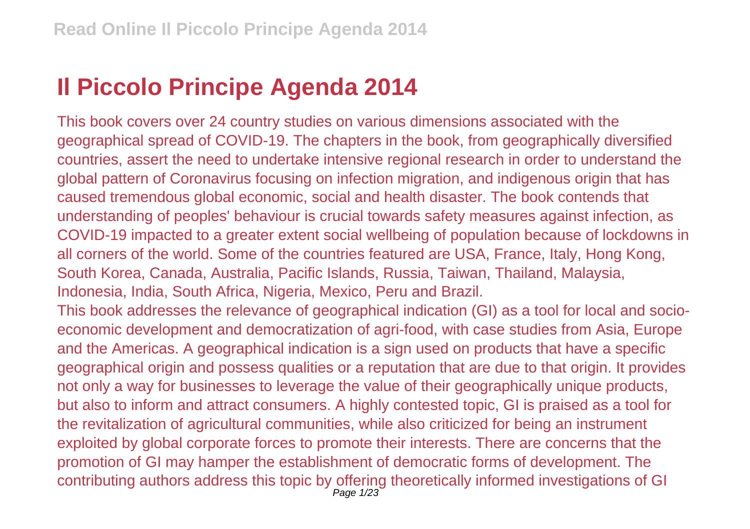# Il Piccolo Principe Agenda 2014

This book covers over 24 country studies on various dimensions associated with the geographical spread of COVID-19. The chapters in the book, from geographically diversified countries, assert the need to undertake intensive regional research in order to understand the global pattern of Coronavirus focusing on infection migration, and indigenous origin that has caused tremendous global economic, social and health disaster. The book contends that understanding of peoples' behaviour is crucial towards safety measures against infection, as COVID-19 impacted to a greater extent social wellbeing of population because of lockdowns in all corners of the world. Some of the countries featured are USA, France, Italy, Hong Kong, South Korea, Canada, Australia, Pacific Islands, Russia, Taiwan, Thailand, Malaysia, Indonesia, India, South Africa, Nigeria, Mexico, Peru and Brazil.

This book addresses the relevance of geographical indication (GI) as a tool for local and socio-economic development and democratization of agri-food, with case studies from Asia, Europe and the Americas. A geographical indication is a sign used on products that have a specific geographical origin and possess qualities or a reputation that are due to that origin. It provides not only a way for businesses to leverage the value of their geographically unique products, but also to inform and attract consumers. A highly contested topic, GI is praised as a tool for the revitalization of agricultural communities, while also criticized for being an instrument exploited by global corporate forces to promote their interests. There are concerns that the promotion of GI may hamper the establishment of democratic forms of development. The contributing authors address this topic by offering theoretically informed investigations of GI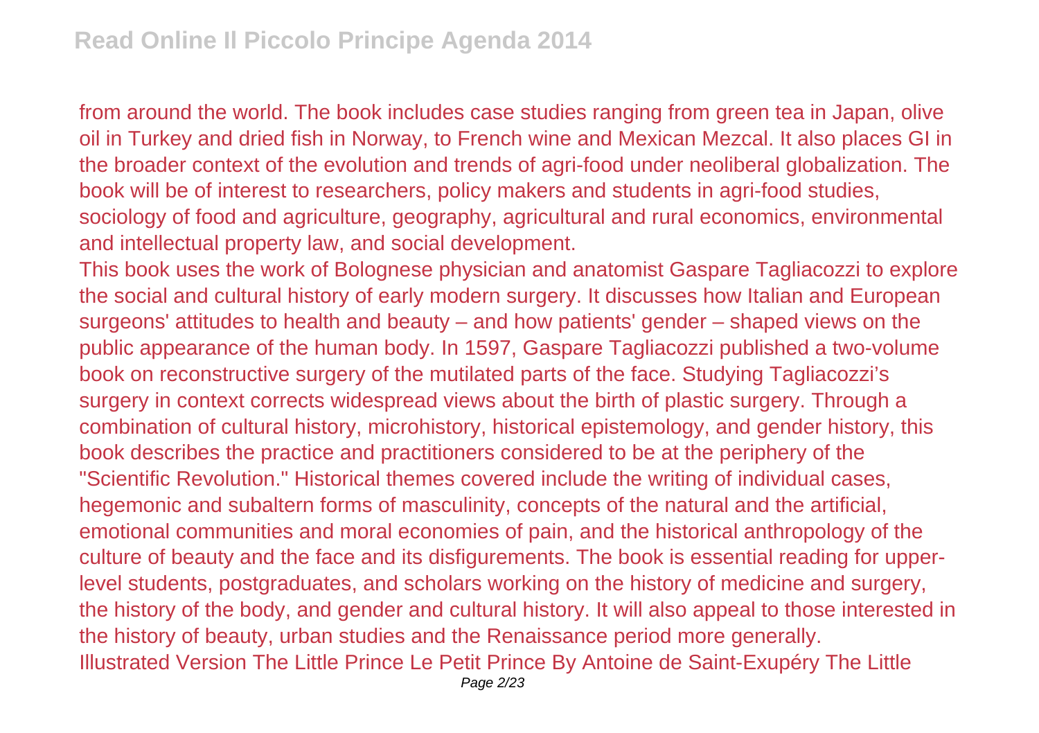from around the world. The book includes case studies ranging from green tea in Japan, olive oil in Turkey and dried fish in Norway, to French wine and Mexican Mezcal. It also places GI in the broader context of the evolution and trends of agri-food under neoliberal globalization. The book will be of interest to researchers, policy makers and students in agri-food studies, sociology of food and agriculture, geography, agricultural and rural economics, environmental and intellectual property law, and social development.

This book uses the work of Bolognese physician and anatomist Gaspare Tagliacozzi to explore the social and cultural history of early modern surgery. It discusses how Italian and European surgeons' attitudes to health and beauty – and how patients' gender – shaped views on the public appearance of the human body. In 1597, Gaspare Tagliacozzi published a two-volume book on reconstructive surgery of the mutilated parts of the face. Studying Tagliacozzi's surgery in context corrects widespread views about the birth of plastic surgery. Through a combination of cultural history, microhistory, historical epistemology, and gender history, this book describes the practice and practitioners considered to be at the periphery of the "Scientific Revolution." Historical themes covered include the writing of individual cases, hegemonic and subaltern forms of masculinity, concepts of the natural and the artificial, emotional communities and moral economies of pain, and the historical anthropology of the culture of beauty and the face and its disfigurements. The book is essential reading for upper-level students, postgraduates, and scholars working on the history of medicine and surgery, the history of the body, and gender and cultural history. It will also appeal to those interested in the history of beauty, urban studies and the Renaissance period more generally.

Illustrated Version The Little Prince Le Petit Prince By Antoine de Saint-Exupéry The Little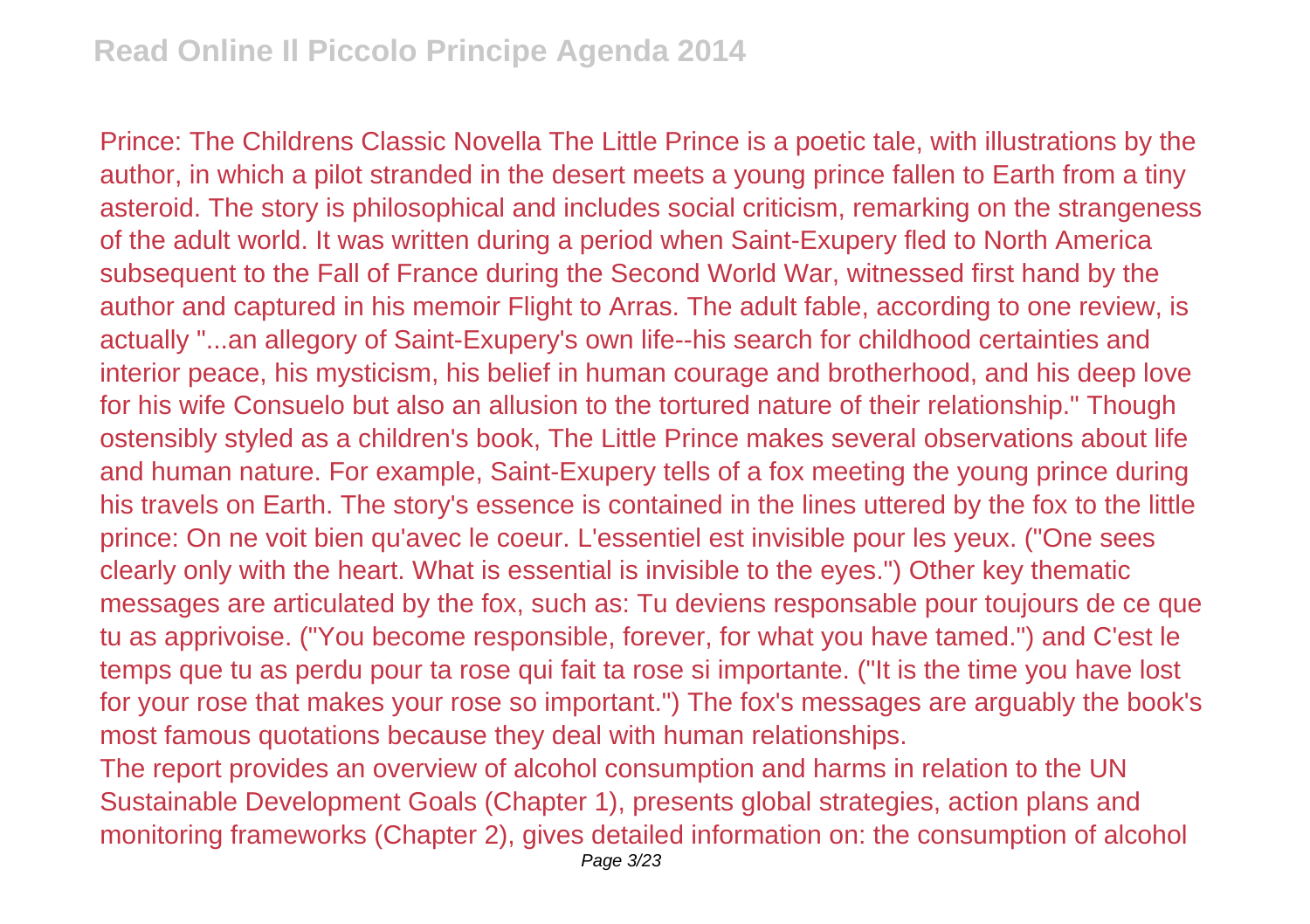Prince: The Childrens Classic Novella The Little Prince is a poetic tale, with illustrations by the author, in which a pilot stranded in the desert meets a young prince fallen to Earth from a tiny asteroid. The story is philosophical and includes social criticism, remarking on the strangeness of the adult world. It was written during a period when Saint-Exupery fled to North America subsequent to the Fall of France during the Second World War, witnessed first hand by the author and captured in his memoir Flight to Arras. The adult fable, according to one review, is actually "...an allegory of Saint-Exupery's own life--his search for childhood certainties and interior peace, his mysticism, his belief in human courage and brotherhood, and his deep love for his wife Consuelo but also an allusion to the tortured nature of their relationship." Though ostensibly styled as a children's book, The Little Prince makes several observations about life and human nature. For example, Saint-Exupery tells of a fox meeting the young prince during his travels on Earth. The story's essence is contained in the lines uttered by the fox to the little prince: On ne voit bien qu'avec le coeur. L'essentiel est invisible pour les yeux. ("One sees clearly only with the heart. What is essential is invisible to the eyes.") Other key thematic messages are articulated by the fox, such as: Tu deviens responsable pour toujours de ce que tu as apprivoise. ("You become responsible, forever, for what you have tamed.") and C'est le temps que tu as perdu pour ta rose qui fait ta rose si importante. ("It is the time you have lost for your rose that makes your rose so important.") The fox's messages are arguably the book's most famous quotations because they deal with human relationships.

The report provides an overview of alcohol consumption and harms in relation to the UN Sustainable Development Goals (Chapter 1), presents global strategies, action plans and monitoring frameworks (Chapter 2), gives detailed information on: the consumption of alcohol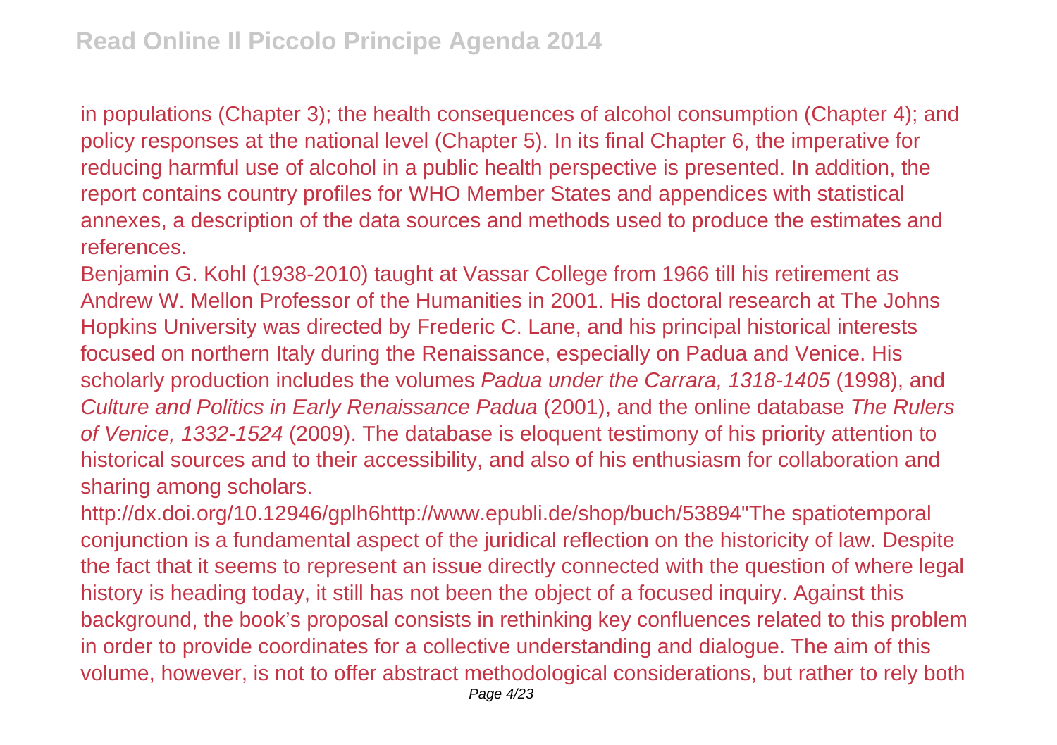in populations (Chapter 3); the health consequences of alcohol consumption (Chapter 4); and policy responses at the national level (Chapter 5). In its final Chapter 6, the imperative for reducing harmful use of alcohol in a public health perspective is presented. In addition, the report contains country profiles for WHO Member States and appendices with statistical annexes, a description of the data sources and methods used to produce the estimates and references.

Benjamin G. Kohl (1938-2010) taught at Vassar College from 1966 till his retirement as Andrew W. Mellon Professor of the Humanities in 2001. His doctoral research at The Johns Hopkins University was directed by Frederic C. Lane, and his principal historical interests focused on northern Italy during the Renaissance, especially on Padua and Venice. His scholarly production includes the volumes *Padua under the Carrara, 1318-1405* (1998), and *Culture and Politics in Early Renaissance Padua* (2001), and the online database *The Rulers of Venice, 1332-1524* (2009). The database is eloquent testimony of his priority attention to historical sources and to their accessibility, and also of his enthusiasm for collaboration and sharing among scholars.

http://dx.doi.org/10.12946/gplh6http://www.epubli.de/shop/buch/53894"The spatiotemporal conjunction is a fundamental aspect of the juridical reflection on the historicity of law. Despite the fact that it seems to represent an issue directly connected with the question of where legal history is heading today, it still has not been the object of a focused inquiry. Against this background, the book's proposal consists in rethinking key confluences related to this problem in order to provide coordinates for a collective understanding and dialogue. The aim of this volume, however, is not to offer abstract methodological considerations, but rather to rely both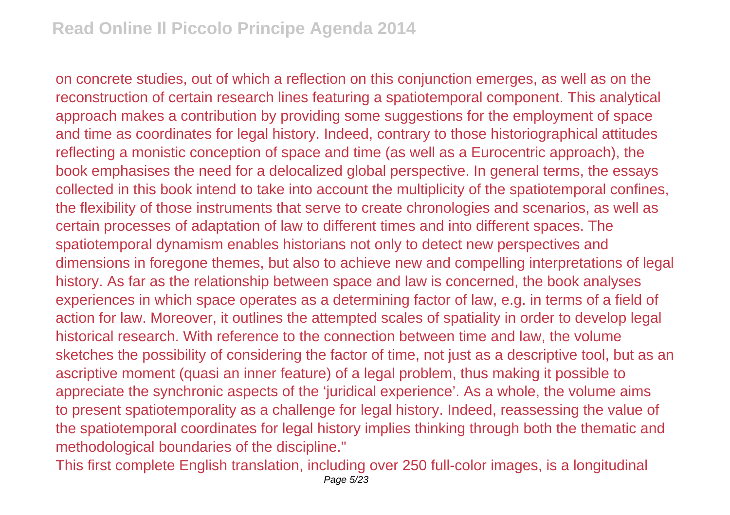on concrete studies, out of which a reflection on this conjunction emerges, as well as on the reconstruction of certain research lines featuring a spatiotemporal component. This analytical approach makes a contribution by providing some suggestions for the employment of space and time as coordinates for legal history. Indeed, contrary to those historiographical attitudes reflecting a monistic conception of space and time (as well as a Eurocentric approach), the book emphasises the need for a delocalized global perspective. In general terms, the essays collected in this book intend to take into account the multiplicity of the spatiotemporal confines, the flexibility of those instruments that serve to create chronologies and scenarios, as well as certain processes of adaptation of law to different times and into different spaces. The spatiotemporal dynamism enables historians not only to detect new perspectives and dimensions in foregone themes, but also to achieve new and compelling interpretations of legal history. As far as the relationship between space and law is concerned, the book analyses experiences in which space operates as a determining factor of law, e.g. in terms of a field of action for law. Moreover, it outlines the attempted scales of spatiality in order to develop legal historical research. With reference to the connection between time and law, the volume sketches the possibility of considering the factor of time, not just as a descriptive tool, but as an ascriptive moment (quasi an inner feature) of a legal problem, thus making it possible to appreciate the synchronic aspects of the 'juridical experience'. As a whole, the volume aims to present spatiotemporality as a challenge for legal history. Indeed, reassessing the value of the spatiotemporal coordinates for legal history implies thinking through both the thematic and methodological boundaries of the discipline."

This first complete English translation, including over 250 full-color images, is a longitudinal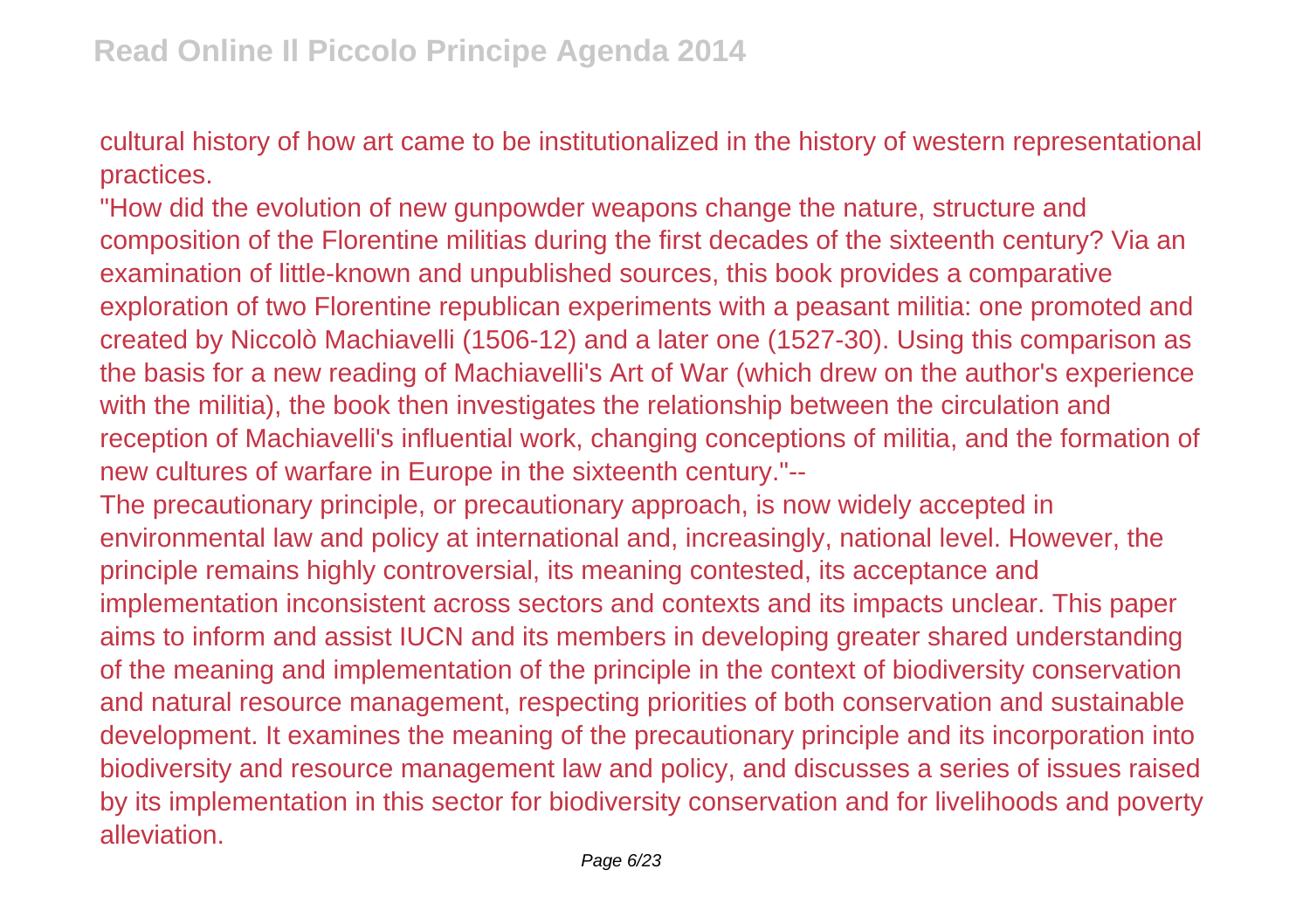cultural history of how art came to be institutionalized in the history of western representational practices.

"How did the evolution of new gunpowder weapons change the nature, structure and composition of the Florentine militias during the first decades of the sixteenth century? Via an examination of little-known and unpublished sources, this book provides a comparative exploration of two Florentine republican experiments with a peasant militia: one promoted and created by Niccolò Machiavelli (1506-12) and a later one (1527-30). Using this comparison as the basis for a new reading of Machiavelli's Art of War (which drew on the author's experience with the militia), the book then investigates the relationship between the circulation and reception of Machiavelli's influential work, changing conceptions of militia, and the formation of new cultures of warfare in Europe in the sixteenth century."--

The precautionary principle, or precautionary approach, is now widely accepted in environmental law and policy at international and, increasingly, national level. However, the principle remains highly controversial, its meaning contested, its acceptance and implementation inconsistent across sectors and contexts and its impacts unclear. This paper aims to inform and assist IUCN and its members in developing greater shared understanding of the meaning and implementation of the principle in the context of biodiversity conservation and natural resource management, respecting priorities of both conservation and sustainable development. It examines the meaning of the precautionary principle and its incorporation into biodiversity and resource management law and policy, and discusses a series of issues raised by its implementation in this sector for biodiversity conservation and for livelihoods and poverty alleviation.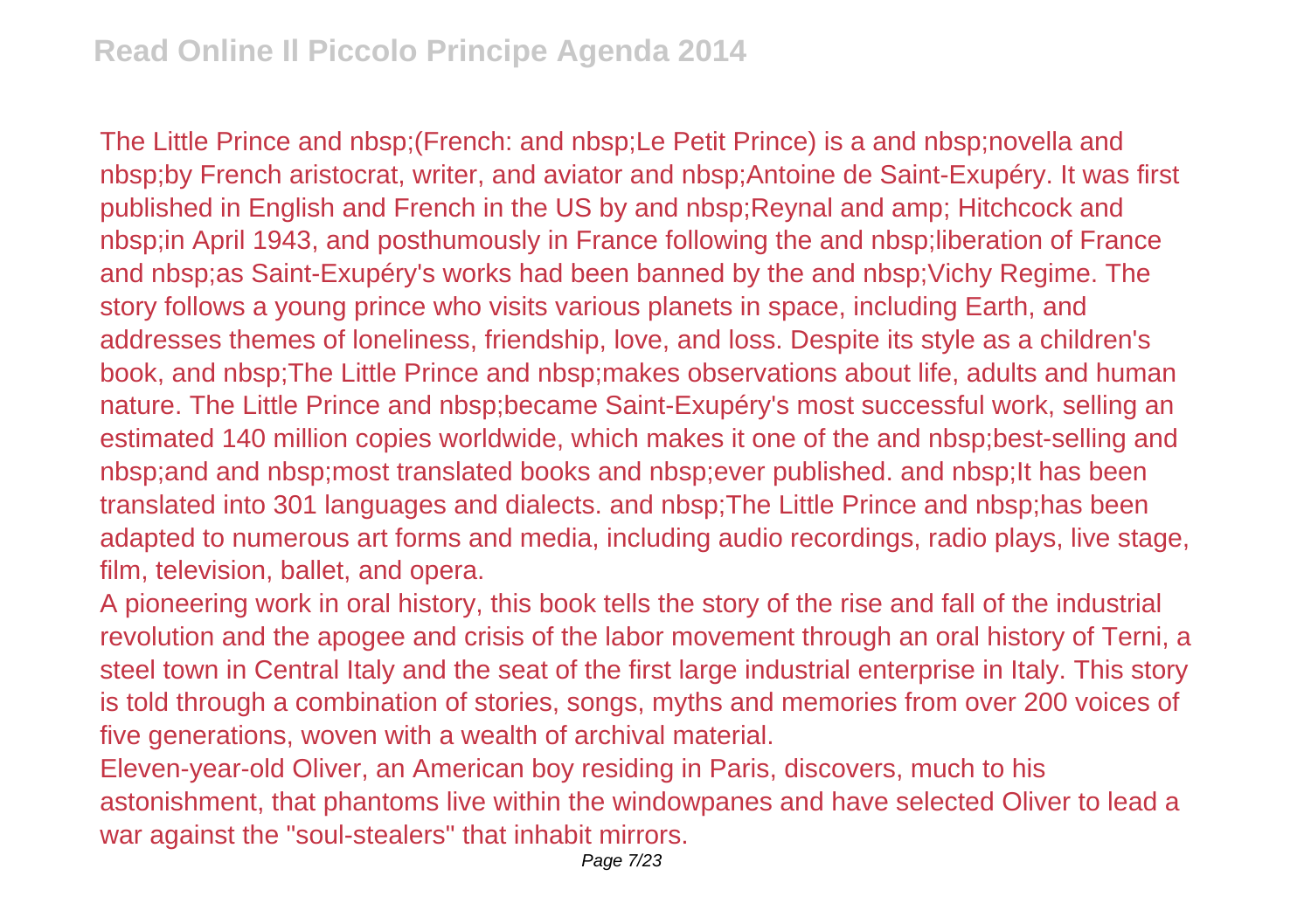The Little Prince and nbsp;(French: and nbsp;Le Petit Prince) is a and nbsp;novella and nbsp;by French aristocrat, writer, and aviator and nbsp;Antoine de Saint-Exupéry. It was first published in English and French in the US by and nbsp;Reynal and amp; Hitchcock and nbsp;in April 1943, and posthumously in France following the and nbsp;liberation of France and nbsp;as Saint-Exupéry's works had been banned by the and nbsp;Vichy Regime. The story follows a young prince who visits various planets in space, including Earth, and addresses themes of loneliness, friendship, love, and loss. Despite its style as a children's book, and nbsp;The Little Prince and nbsp;makes observations about life, adults and human nature. The Little Prince and nbsp;became Saint-Exupéry's most successful work, selling an estimated 140 million copies worldwide, which makes it one of the and nbsp;best-selling and nbsp;and and nbsp;most translated books and nbsp;ever published. and nbsp;It has been translated into 301 languages and dialects. and nbsp;The Little Prince and nbsp;has been adapted to numerous art forms and media, including audio recordings, radio plays, live stage, film, television, ballet, and opera.

A pioneering work in oral history, this book tells the story of the rise and fall of the industrial revolution and the apogee and crisis of the labor movement through an oral history of Terni, a steel town in Central Italy and the seat of the first large industrial enterprise in Italy. This story is told through a combination of stories, songs, myths and memories from over 200 voices of five generations, woven with a wealth of archival material.

Eleven-year-old Oliver, an American boy residing in Paris, discovers, much to his astonishment, that phantoms live within the windowpanes and have selected Oliver to lead a war against the "soul-stealers" that inhabit mirrors.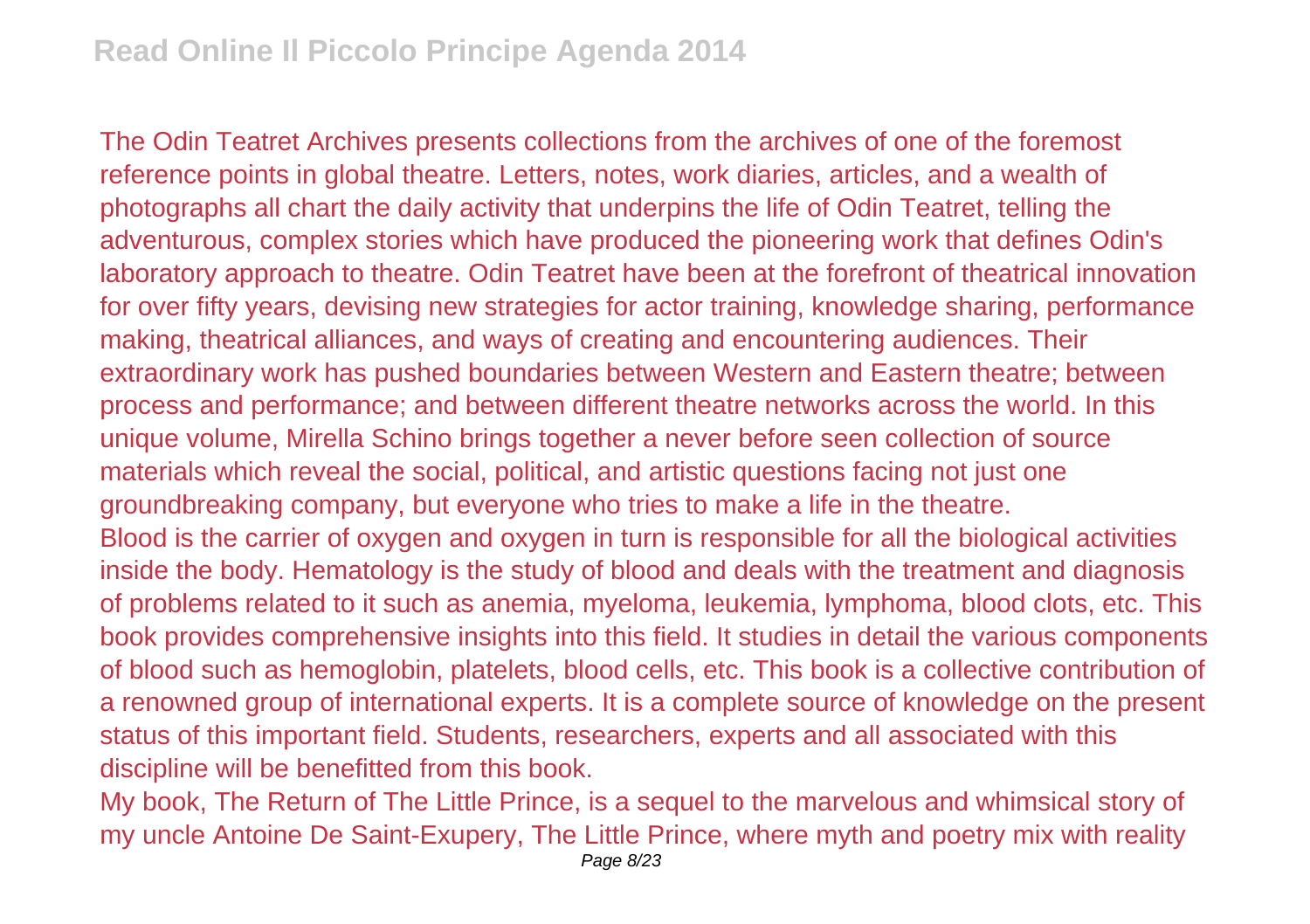The Odin Teatret Archives presents collections from the archives of one of the foremost reference points in global theatre. Letters, notes, work diaries, articles, and a wealth of photographs all chart the daily activity that underpins the life of Odin Teatret, telling the adventurous, complex stories which have produced the pioneering work that defines Odin's laboratory approach to theatre. Odin Teatret have been at the forefront of theatrical innovation for over fifty years, devising new strategies for actor training, knowledge sharing, performance making, theatrical alliances, and ways of creating and encountering audiences. Their extraordinary work has pushed boundaries between Western and Eastern theatre; between process and performance; and between different theatre networks across the world. In this unique volume, Mirella Schino brings together a never before seen collection of source materials which reveal the social, political, and artistic questions facing not just one groundbreaking company, but everyone who tries to make a life in the theatre.

Blood is the carrier of oxygen and oxygen in turn is responsible for all the biological activities inside the body. Hematology is the study of blood and deals with the treatment and diagnosis of problems related to it such as anemia, myeloma, leukemia, lymphoma, blood clots, etc. This book provides comprehensive insights into this field. It studies in detail the various components of blood such as hemoglobin, platelets, blood cells, etc. This book is a collective contribution of a renowned group of international experts. It is a complete source of knowledge on the present status of this important field. Students, researchers, experts and all associated with this discipline will be benefitted from this book.

My book, The Return of The Little Prince, is a sequel to the marvelous and whimsical story of my uncle Antoine De Saint-Exupery, The Little Prince, where myth and poetry mix with reality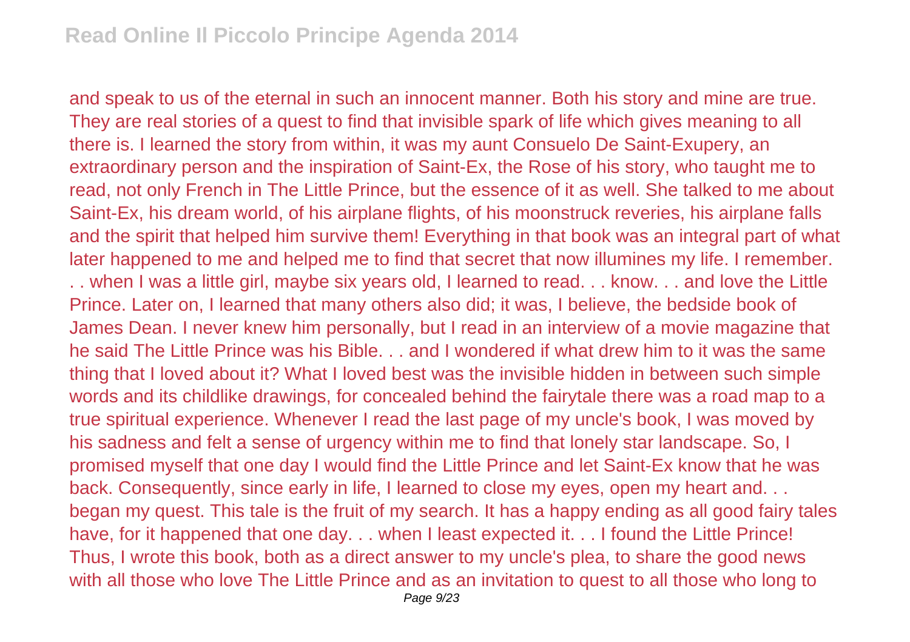and speak to us of the eternal in such an innocent manner. Both his story and mine are true. They are real stories of a quest to find that invisible spark of life which gives meaning to all there is. I learned the story from within, it was my aunt Consuelo De Saint-Exupery, an extraordinary person and the inspiration of Saint-Ex, the Rose of his story, who taught me to read, not only French in The Little Prince, but the essence of it as well. She talked to me about Saint-Ex, his dream world, of his airplane flights, of his moonstruck reveries, his airplane falls and the spirit that helped him survive them! Everything in that book was an integral part of what later happened to me and helped me to find that secret that now illumines my life. I remember. . . when I was a little girl, maybe six years old, I learned to read. . . know. . . and love the Little Prince. Later on, I learned that many others also did; it was, I believe, the bedside book of James Dean. I never knew him personally, but I read in an interview of a movie magazine that he said The Little Prince was his Bible. . . and I wondered if what drew him to it was the same thing that I loved about it? What I loved best was the invisible hidden in between such simple words and its childlike drawings, for concealed behind the fairytale there was a road map to a true spiritual experience. Whenever I read the last page of my uncle's book, I was moved by his sadness and felt a sense of urgency within me to find that lonely star landscape. So, I promised myself that one day I would find the Little Prince and let Saint-Ex know that he was back. Consequently, since early in life, I learned to close my eyes, open my heart and. . . began my quest. This tale is the fruit of my search. It has a happy ending as all good fairy tales have, for it happened that one day. . . when I least expected it. . . I found the Little Prince! Thus, I wrote this book, both as a direct answer to my uncle's plea, to share the good news with all those who love The Little Prince and as an invitation to quest to all those who long to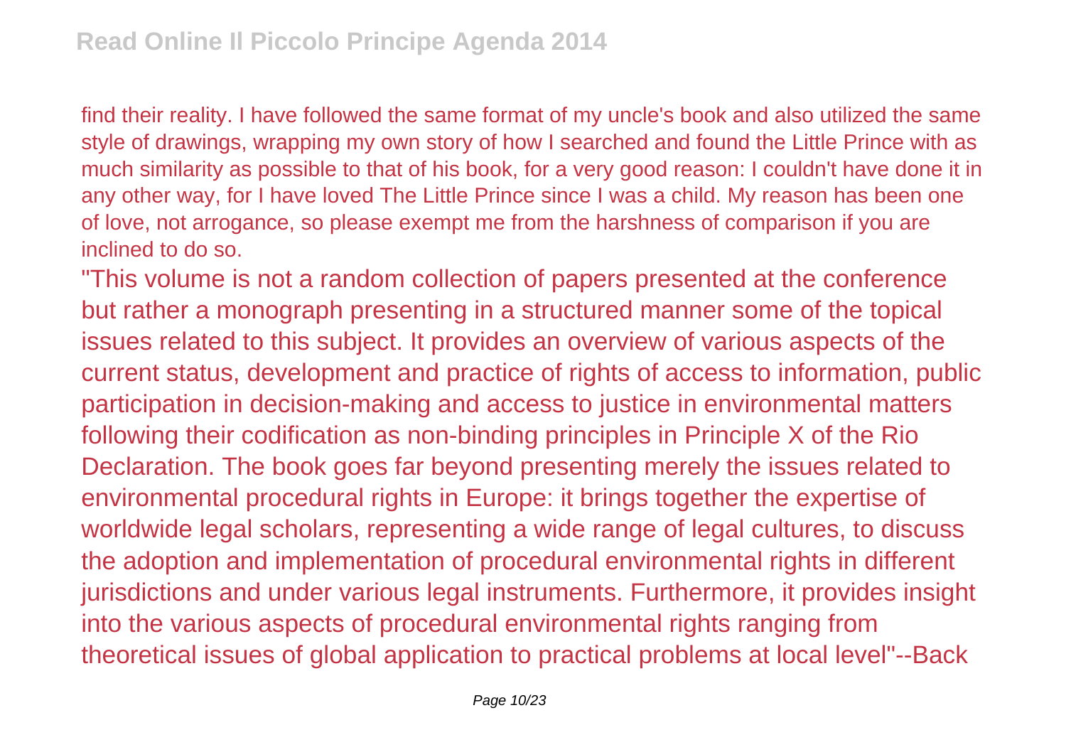find their reality. I have followed the same format of my uncle's book and also utilized the same style of drawings, wrapping my own story of how I searched and found the Little Prince with as much similarity as possible to that of his book, for a very good reason: I couldn't have done it in any other way, for I have loved The Little Prince since I was a child. My reason has been one of love, not arrogance, so please exempt me from the harshness of comparison if you are inclined to do so.

"This volume is not a random collection of papers presented at the conference but rather a monograph presenting in a structured manner some of the topical issues related to this subject. It provides an overview of various aspects of the current status, development and practice of rights of access to information, public participation in decision-making and access to justice in environmental matters following their codification as non-binding principles in Principle X of the Rio Declaration. The book goes far beyond presenting merely the issues related to environmental procedural rights in Europe: it brings together the expertise of worldwide legal scholars, representing a wide range of legal cultures, to discuss the adoption and implementation of procedural environmental rights in different jurisdictions and under various legal instruments. Furthermore, it provides insight into the various aspects of procedural environmental rights ranging from theoretical issues of global application to practical problems at local level"--Back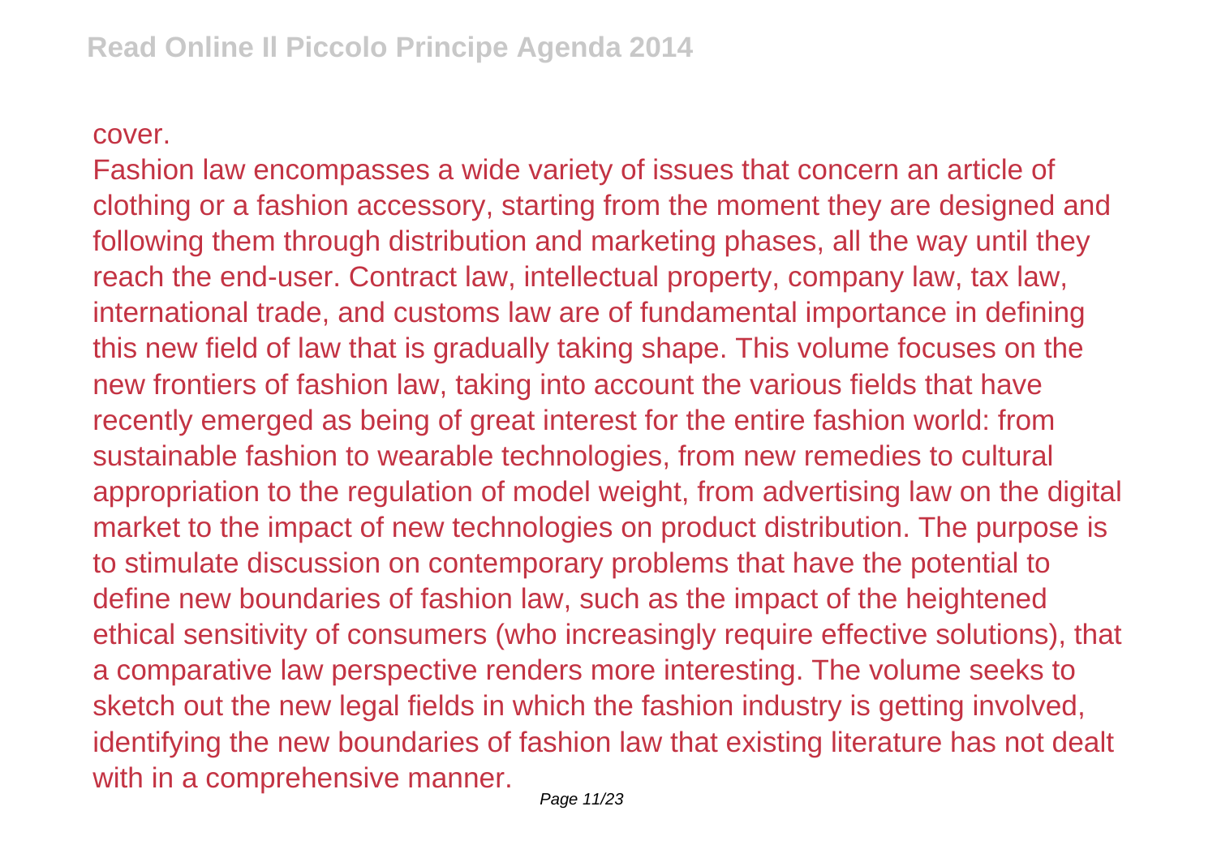cover.

Fashion law encompasses a wide variety of issues that concern an article of clothing or a fashion accessory, starting from the moment they are designed and following them through distribution and marketing phases, all the way until they reach the end-user. Contract law, intellectual property, company law, tax law, international trade, and customs law are of fundamental importance in defining this new field of law that is gradually taking shape. This volume focuses on the new frontiers of fashion law, taking into account the various fields that have recently emerged as being of great interest for the entire fashion world: from sustainable fashion to wearable technologies, from new remedies to cultural appropriation to the regulation of model weight, from advertising law on the digital market to the impact of new technologies on product distribution. The purpose is to stimulate discussion on contemporary problems that have the potential to define new boundaries of fashion law, such as the impact of the heightened ethical sensitivity of consumers (who increasingly require effective solutions), that a comparative law perspective renders more interesting. The volume seeks to sketch out the new legal fields in which the fashion industry is getting involved, identifying the new boundaries of fashion law that existing literature has not dealt with in a comprehensive manner.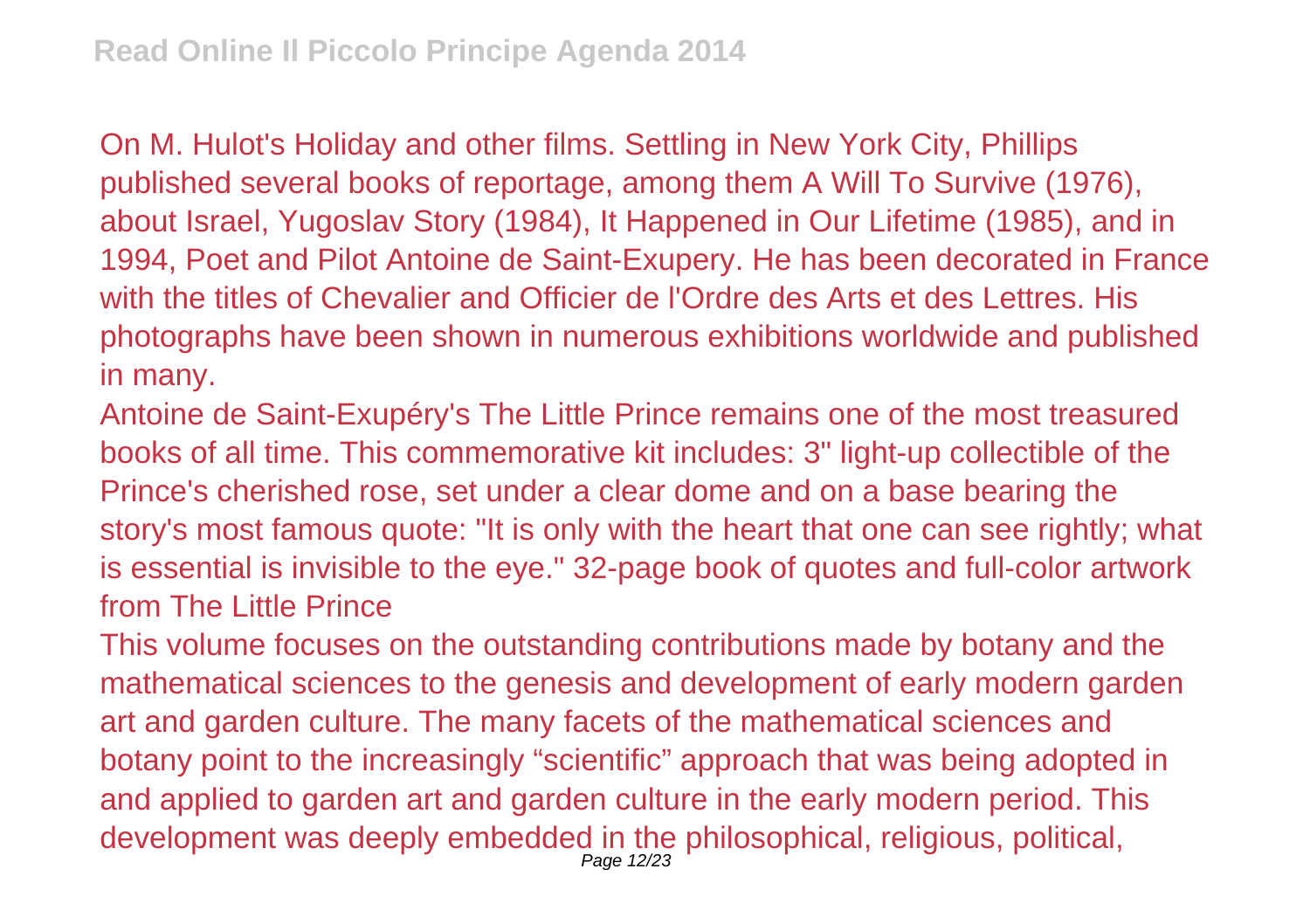On M. Hulot's Holiday and other films. Settling in New York City, Phillips published several books of reportage, among them A Will To Survive (1976), about Israel, Yugoslav Story (1984), It Happened in Our Lifetime (1985), and in 1994, Poet and Pilot Antoine de Saint-Exupery. He has been decorated in France with the titles of Chevalier and Officier de l'Ordre des Arts et des Lettres. His photographs have been shown in numerous exhibitions worldwide and published in many.

Antoine de Saint-Exupéry's The Little Prince remains one of the most treasured books of all time. This commemorative kit includes: 3" light-up collectible of the Prince's cherished rose, set under a clear dome and on a base bearing the story's most famous quote: "It is only with the heart that one can see rightly; what is essential is invisible to the eye." 32-page book of quotes and full-color artwork from The Little Prince

This volume focuses on the outstanding contributions made by botany and the mathematical sciences to the genesis and development of early modern garden art and garden culture. The many facets of the mathematical sciences and botany point to the increasingly “scientific” approach that was being adopted in and applied to garden art and garden culture in the early modern period. This development was deeply embedded in the philosophical, religious, political,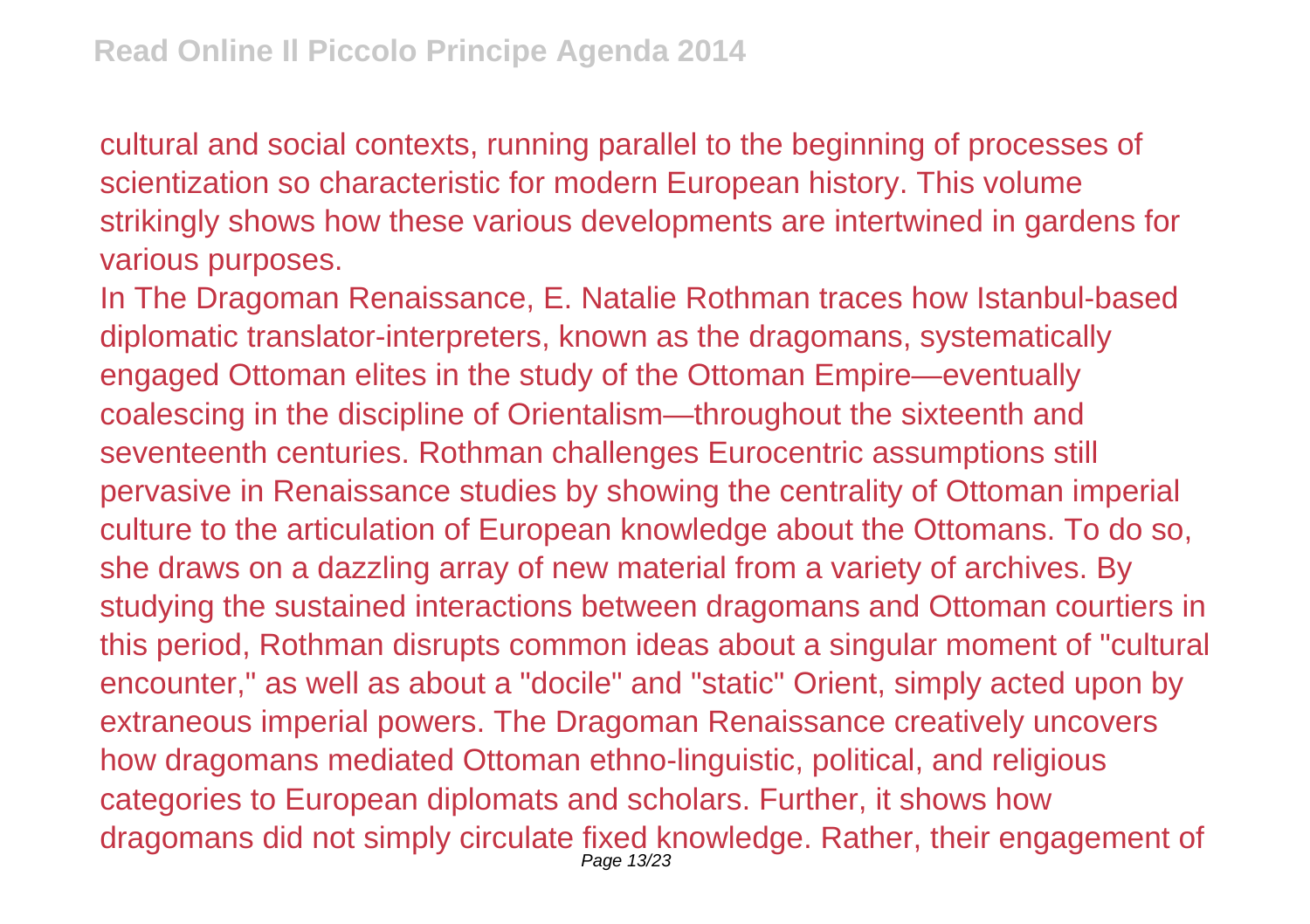cultural and social contexts, running parallel to the beginning of processes of scientization so characteristic for modern European history. This volume strikingly shows how these various developments are intertwined in gardens for various purposes.

In The Dragoman Renaissance, E. Natalie Rothman traces how Istanbul-based diplomatic translator-interpreters, known as the dragomans, systematically engaged Ottoman elites in the study of the Ottoman Empire—eventually coalescing in the discipline of Orientalism—throughout the sixteenth and seventeenth centuries. Rothman challenges Eurocentric assumptions still pervasive in Renaissance studies by showing the centrality of Ottoman imperial culture to the articulation of European knowledge about the Ottomans. To do so, she draws on a dazzling array of new material from a variety of archives. By studying the sustained interactions between dragomans and Ottoman courtiers in this period, Rothman disrupts common ideas about a singular moment of "cultural encounter," as well as about a "docile" and "static" Orient, simply acted upon by extraneous imperial powers. The Dragoman Renaissance creatively uncovers how dragomans mediated Ottoman ethno-linguistic, political, and religious categories to European diplomats and scholars. Further, it shows how dragomans did not simply circulate fixed knowledge. Rather, their engagement of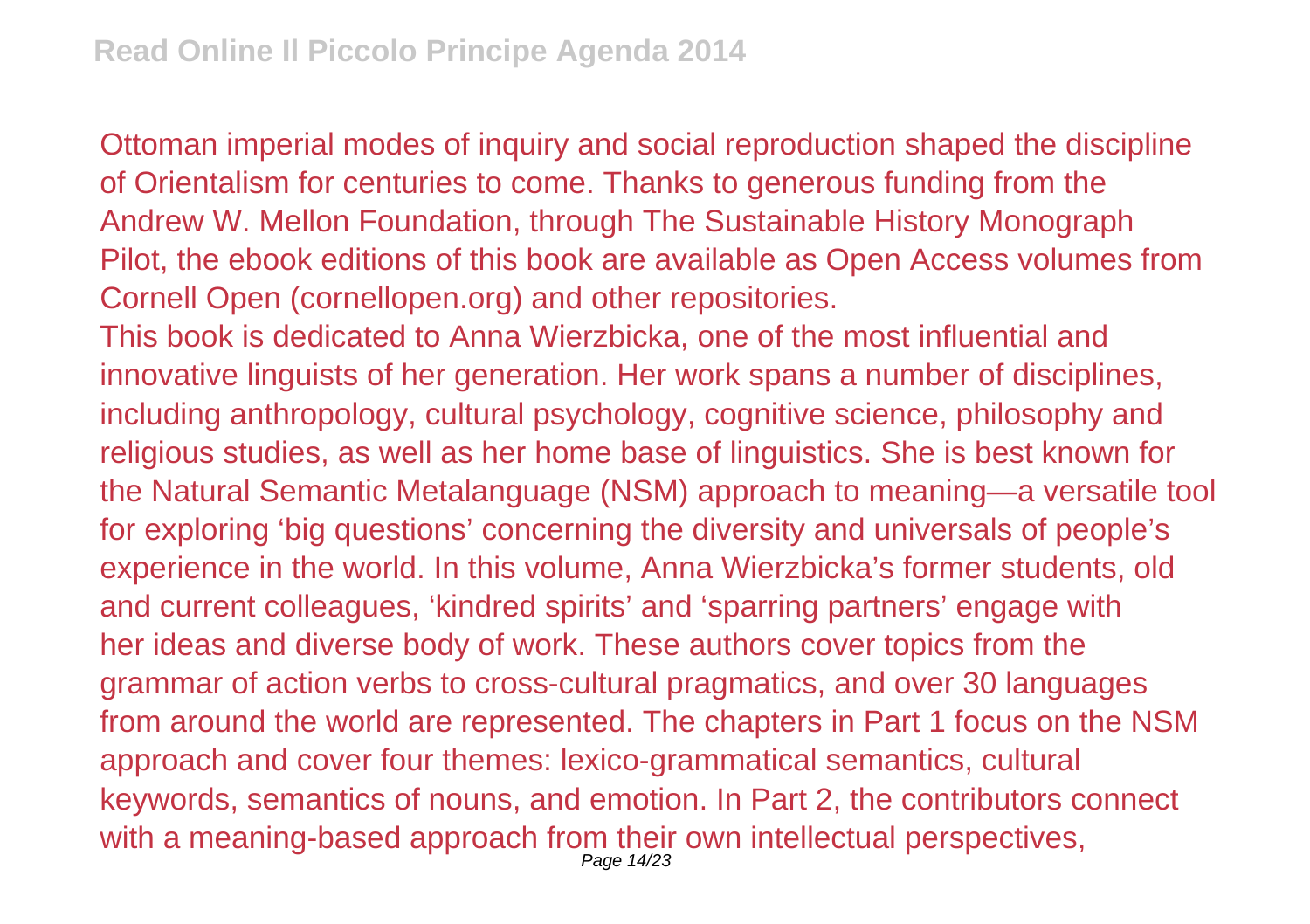Ottoman imperial modes of inquiry and social reproduction shaped the discipline of Orientalism for centuries to come. Thanks to generous funding from the Andrew W. Mellon Foundation, through The Sustainable History Monograph Pilot, the ebook editions of this book are available as Open Access volumes from Cornell Open (cornellopen.org) and other repositories.

This book is dedicated to Anna Wierzbicka, one of the most influential and innovative linguists of her generation. Her work spans a number of disciplines, including anthropology, cultural psychology, cognitive science, philosophy and religious studies, as well as her home base of linguistics. She is best known for the Natural Semantic Metalanguage (NSM) approach to meaning—a versatile tool for exploring 'big questions' concerning the diversity and universals of people's experience in the world. In this volume, Anna Wierzbicka's former students, old and current colleagues, 'kindred spirits' and 'sparring partners' engage with her ideas and diverse body of work. These authors cover topics from the grammar of action verbs to cross-cultural pragmatics, and over 30 languages from around the world are represented. The chapters in Part 1 focus on the NSM approach and cover four themes: lexico-grammatical semantics, cultural keywords, semantics of nouns, and emotion. In Part 2, the contributors connect with a meaning-based approach from their own intellectual perspectives,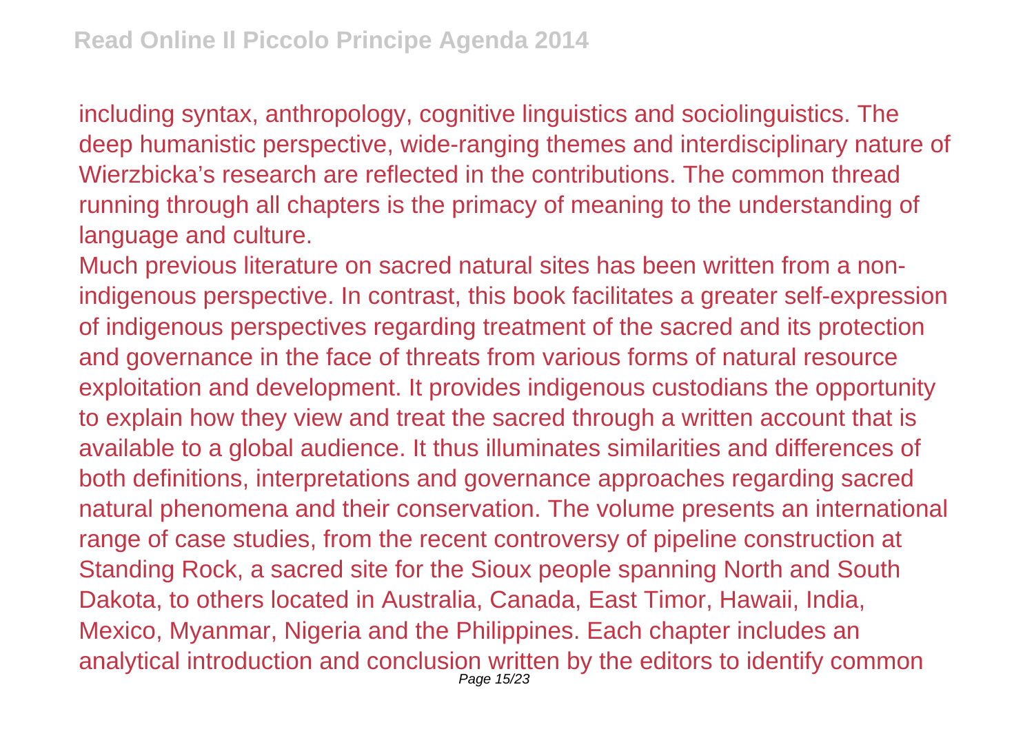including syntax, anthropology, cognitive linguistics and sociolinguistics. The deep humanistic perspective, wide-ranging themes and interdisciplinary nature of Wierzbicka's research are reflected in the contributions. The common thread running through all chapters is the primacy of meaning to the understanding of language and culture.

Much previous literature on sacred natural sites has been written from a non-indigenous perspective. In contrast, this book facilitates a greater self-expression of indigenous perspectives regarding treatment of the sacred and its protection and governance in the face of threats from various forms of natural resource exploitation and development. It provides indigenous custodians the opportunity to explain how they view and treat the sacred through a written account that is available to a global audience. It thus illuminates similarities and differences of both definitions, interpretations and governance approaches regarding sacred natural phenomena and their conservation. The volume presents an international range of case studies, from the recent controversy of pipeline construction at Standing Rock, a sacred site for the Sioux people spanning North and South Dakota, to others located in Australia, Canada, East Timor, Hawaii, India, Mexico, Myanmar, Nigeria and the Philippines. Each chapter includes an analytical introduction and conclusion written by the editors to identify common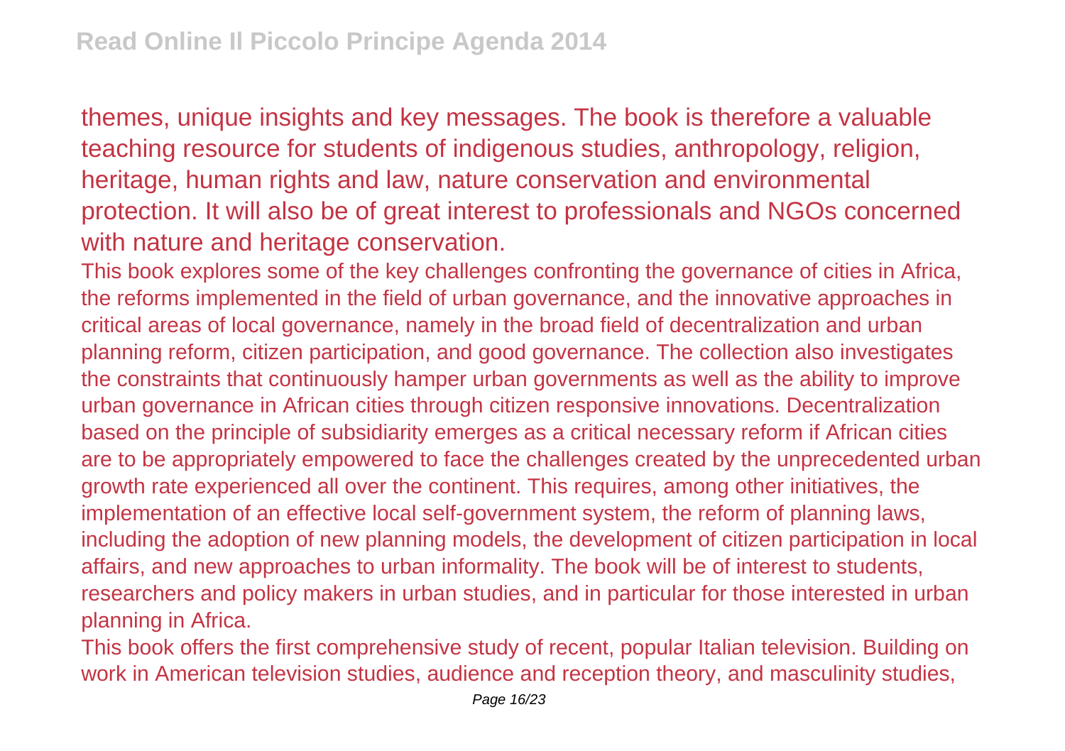themes, unique insights and key messages. The book is therefore a valuable teaching resource for students of indigenous studies, anthropology, religion, heritage, human rights and law, nature conservation and environmental protection. It will also be of great interest to professionals and NGOs concerned with nature and heritage conservation.

This book explores some of the key challenges confronting the governance of cities in Africa, the reforms implemented in the field of urban governance, and the innovative approaches in critical areas of local governance, namely in the broad field of decentralization and urban planning reform, citizen participation, and good governance. The collection also investigates the constraints that continuously hamper urban governments as well as the ability to improve urban governance in African cities through citizen responsive innovations. Decentralization based on the principle of subsidiarity emerges as a critical necessary reform if African cities are to be appropriately empowered to face the challenges created by the unprecedented urban growth rate experienced all over the continent. This requires, among other initiatives, the implementation of an effective local self-government system, the reform of planning laws, including the adoption of new planning models, the development of citizen participation in local affairs, and new approaches to urban informality. The book will be of interest to students, researchers and policy makers in urban studies, and in particular for those interested in urban planning in Africa.

This book offers the first comprehensive study of recent, popular Italian television. Building on work in American television studies, audience and reception theory, and masculinity studies,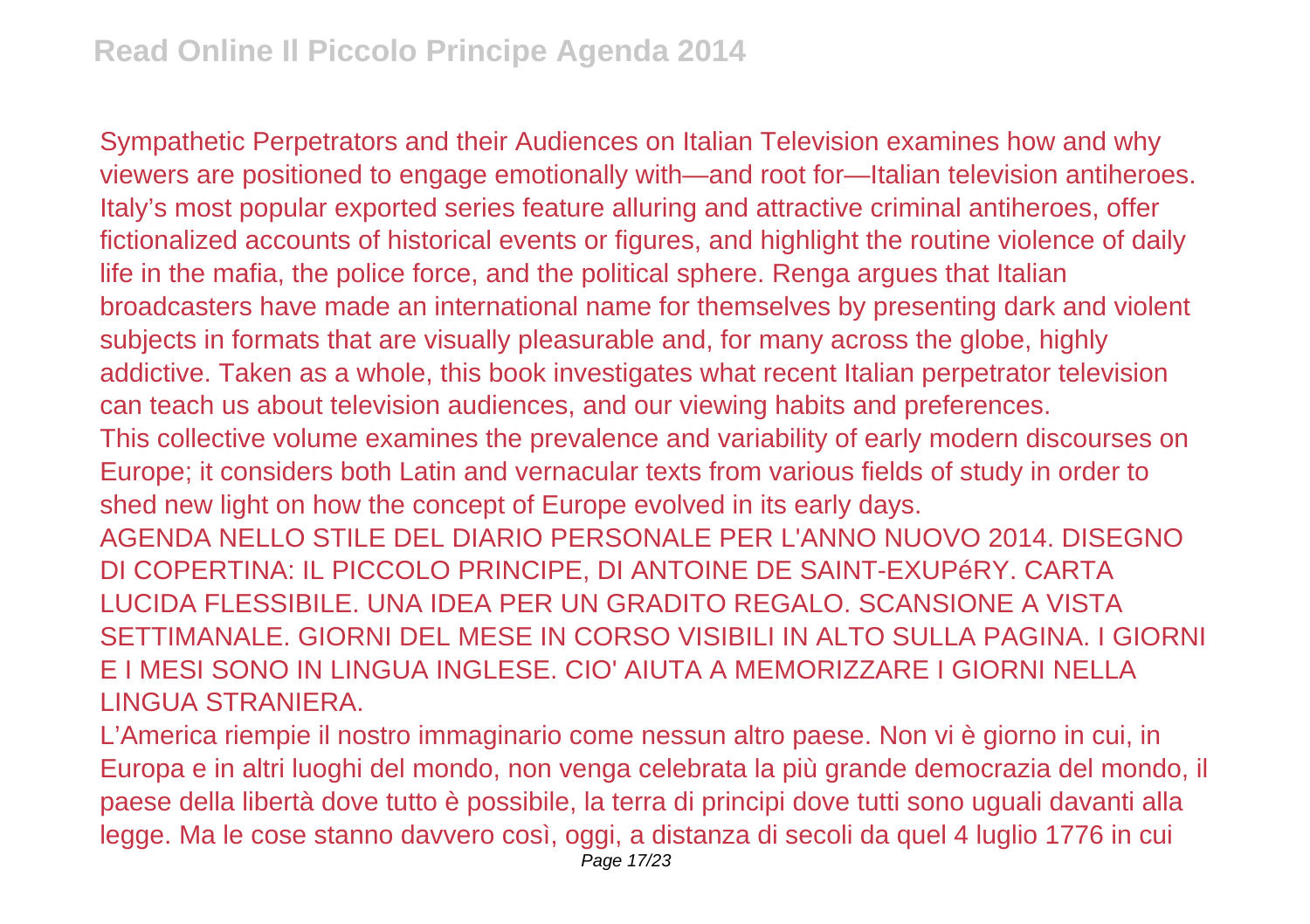Sympathetic Perpetrators and their Audiences on Italian Television examines how and why viewers are positioned to engage emotionally with—and root for—Italian television antiheroes. Italy's most popular exported series feature alluring and attractive criminal antiheroes, offer fictionalized accounts of historical events or figures, and highlight the routine violence of daily life in the mafia, the police force, and the political sphere. Renga argues that Italian broadcasters have made an international name for themselves by presenting dark and violent subjects in formats that are visually pleasurable and, for many across the globe, highly addictive. Taken as a whole, this book investigates what recent Italian perpetrator television can teach us about television audiences, and our viewing habits and preferences.

This collective volume examines the prevalence and variability of early modern discourses on Europe; it considers both Latin and vernacular texts from various fields of study in order to shed new light on how the concept of Europe evolved in its early days.

AGENDA NELLO STILE DEL DIARIO PERSONALE PER L'ANNO NUOVO 2014. DISEGNO DI COPERTINA: IL PICCOLO PRINCIPE, DI ANTOINE DE SAINT-EXUPéRY. CARTA LUCIDA FLESSIBILE. UNA IDEA PER UN GRADITO REGALO. SCANSIONE A VISTA SETTIMANALE. GIORNI DEL MESE IN CORSO VISIBILI IN ALTO SULLA PAGINA. I GIORNI E I MESI SONO IN LINGUA INGLESE. CIO' AIUTA A MEMORIZZARE I GIORNI NELLA LINGUA STRANIERA.

L'America riempie il nostro immaginario come nessun altro paese. Non vi è giorno in cui, in Europa e in altri luoghi del mondo, non venga celebrata la più grande democrazia del mondo, il paese della libertà dove tutto è possibile, la terra di principi dove tutti sono uguali davanti alla legge. Ma le cose stanno davvero così, oggi, a distanza di secoli da quel 4 luglio 1776 in cui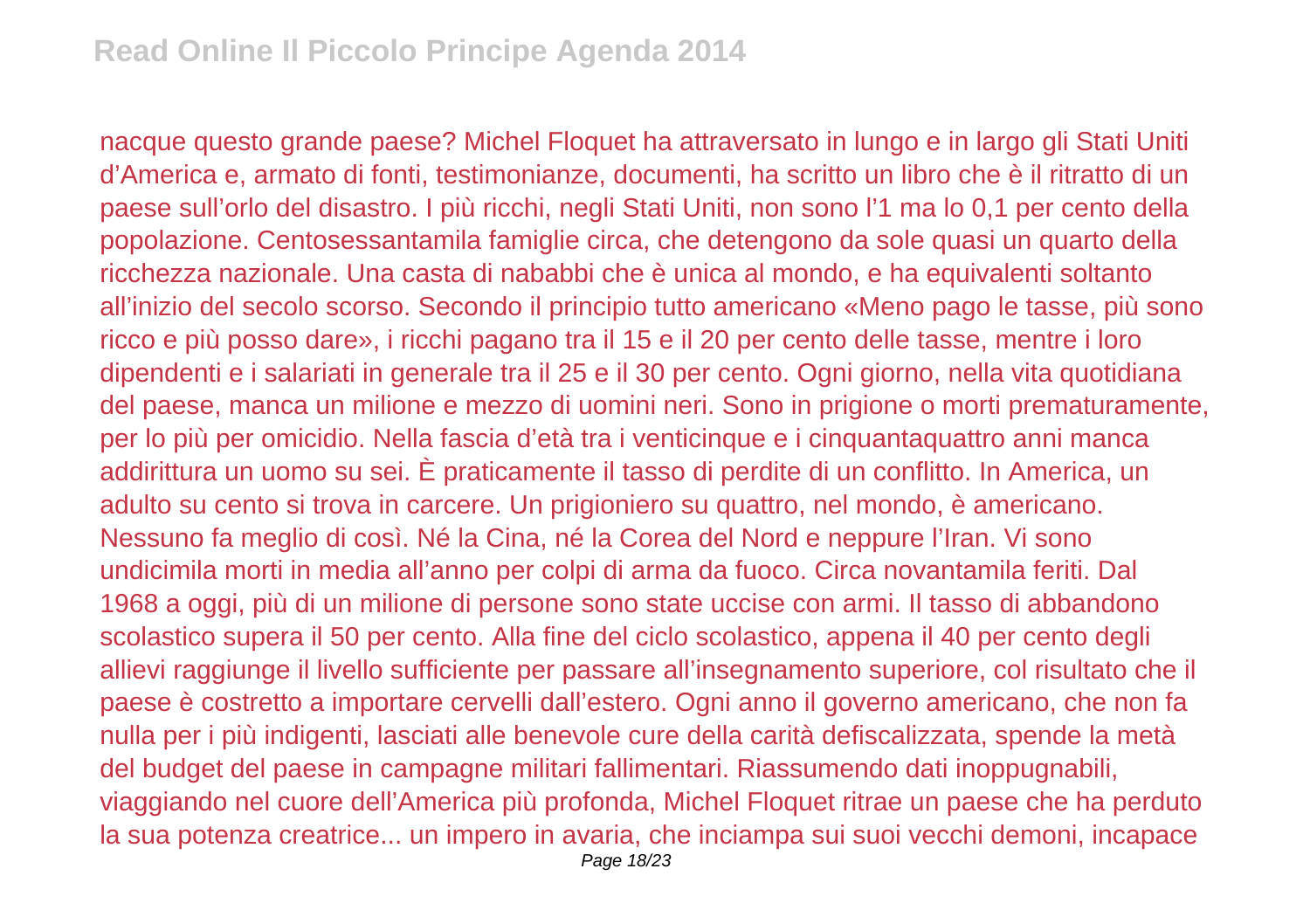nacque questo grande paese? Michel Floquet ha attraversato in lungo e in largo gli Stati Uniti d’America e, armato di fonti, testimonianze, documenti, ha scritto un libro che è il ritratto di un paese sull’orlo del disastro. I più ricchi, negli Stati Uniti, non sono l’1 ma lo 0,1 per cento della popolazione. Centosessantamila famiglie circa, che detengono da sole quasi un quarto della ricchezza nazionale. Una casta di nababbi che è unica al mondo, e ha equivalenti soltanto all’inizio del secolo scorso. Secondo il principio tutto americano «Meno pago le tasse, più sono ricco e più posso dare», i ricchi pagano tra il 15 e il 20 per cento delle tasse, mentre i loro dipendenti e i salariati in generale tra il 25 e il 30 per cento. Ogni giorno, nella vita quotidiana del paese, manca un milione e mezzo di uomini neri. Sono in prigione o morti prematuramente, per lo più per omicidio. Nella fascia d’età tra i venticinque e i cinquantaquattro anni manca addirittura un uomo su sei. È praticamente il tasso di perdite di un conflitto. In America, un adulto su cento si trova in carcere. Un prigioniero su quattro, nel mondo, è americano. Nessuno fa meglio di così. Né la Cina, né la Corea del Nord e neppure l’Iran. Vi sono undicimila morti in media all’anno per colpi di arma da fuoco. Circa novantamila feriti. Dal 1968 a oggi, più di un milione di persone sono state uccise con armi. Il tasso di abbandono scolastico supera il 50 per cento. Alla fine del ciclo scolastico, appena il 40 per cento degli allievi raggiunge il livello sufficiente per passare all’insegnamento superiore, col risultato che il paese è costretto a importare cervelli dall’estero. Ogni anno il governo americano, che non fa nulla per i più indigenti, lasciati alle benevole cure della carità defiscalizzata, spende la metà del budget del paese in campagne militari fallimentari. Riassumendo dati inoppugnabili, viaggiando nel cuore dell’America più profonda, Michel Floquet ritrae un paese che ha perduto la sua potenza creatrice... un impero in avaria, che inciampa sui suoi vecchi demoni, incapace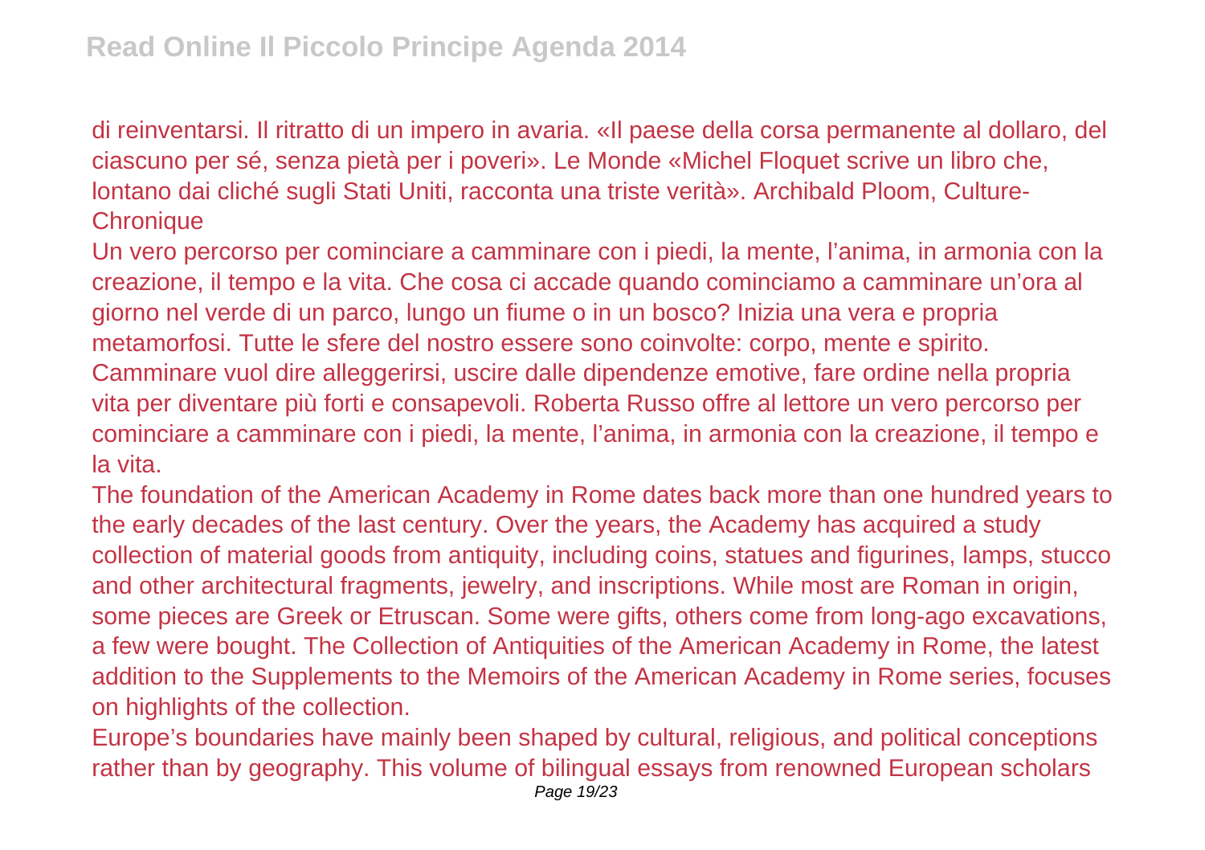di reinventarsi. Il ritratto di un impero in avaria. «Il paese della corsa permanente al dollaro, del ciascuno per sé, senza pietà per i poveri». Le Monde «Michel Floquet scrive un libro che, lontano dai cliché sugli Stati Uniti, racconta una triste verità». Archibald Ploom, Culture-Chronique

Un vero percorso per cominciare a camminare con i piedi, la mente, l'anima, in armonia con la creazione, il tempo e la vita. Che cosa ci accade quando cominciamo a camminare un'ora al giorno nel verde di un parco, lungo un fiume o in un bosco? Inizia una vera e propria metamorfosi. Tutte le sfere del nostro essere sono coinvolte: corpo, mente e spirito. Camminare vuol dire alleggerirsi, uscire dalle dipendenze emotive, fare ordine nella propria vita per diventare più forti e consapevoli. Roberta Russo offre al lettore un vero percorso per cominciare a camminare con i piedi, la mente, l'anima, in armonia con la creazione, il tempo e la vita.

The foundation of the American Academy in Rome dates back more than one hundred years to the early decades of the last century. Over the years, the Academy has acquired a study collection of material goods from antiquity, including coins, statues and figurines, lamps, stucco and other architectural fragments, jewelry, and inscriptions. While most are Roman in origin, some pieces are Greek or Etruscan. Some were gifts, others come from long-ago excavations, a few were bought. The Collection of Antiquities of the American Academy in Rome, the latest addition to the Supplements to the Memoirs of the American Academy in Rome series, focuses on highlights of the collection.

Europe's boundaries have mainly been shaped by cultural, religious, and political conceptions rather than by geography. This volume of bilingual essays from renowned European scholars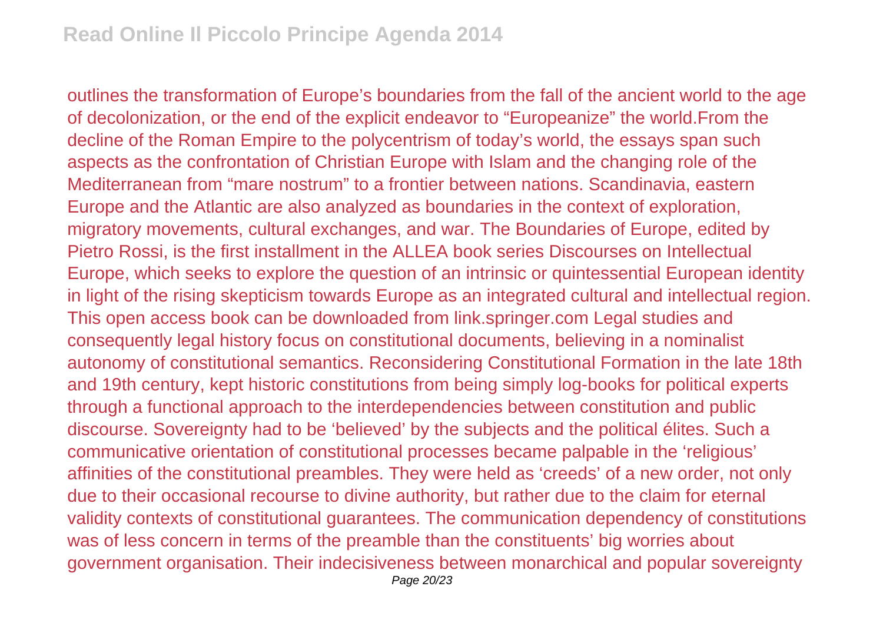outlines the transformation of Europe's boundaries from the fall of the ancient world to the age of decolonization, or the end of the explicit endeavor to "Europeanize" the world.From the decline of the Roman Empire to the polycentrism of today's world, the essays span such aspects as the confrontation of Christian Europe with Islam and the changing role of the Mediterranean from "mare nostrum" to a frontier between nations. Scandinavia, eastern Europe and the Atlantic are also analyzed as boundaries in the context of exploration, migratory movements, cultural exchanges, and war. The Boundaries of Europe, edited by Pietro Rossi, is the first installment in the ALLEA book series Discourses on Intellectual Europe, which seeks to explore the question of an intrinsic or quintessential European identity in light of the rising skepticism towards Europe as an integrated cultural and intellectual region. This open access book can be downloaded from link.springer.com Legal studies and consequently legal history focus on constitutional documents, believing in a nominalist autonomy of constitutional semantics. Reconsidering Constitutional Formation in the late 18th and 19th century, kept historic constitutions from being simply log-books for political experts through a functional approach to the interdependencies between constitution and public discourse. Sovereignty had to be 'believed' by the subjects and the political élites. Such a communicative orientation of constitutional processes became palpable in the 'religious' affinities of the constitutional preambles. They were held as 'creeds' of a new order, not only due to their occasional recourse to divine authority, but rather due to the claim for eternal validity contexts of constitutional guarantees. The communication dependency of constitutions was of less concern in terms of the preamble than the constituents' big worries about government organisation. Their indecisiveness between monarchical and popular sovereignty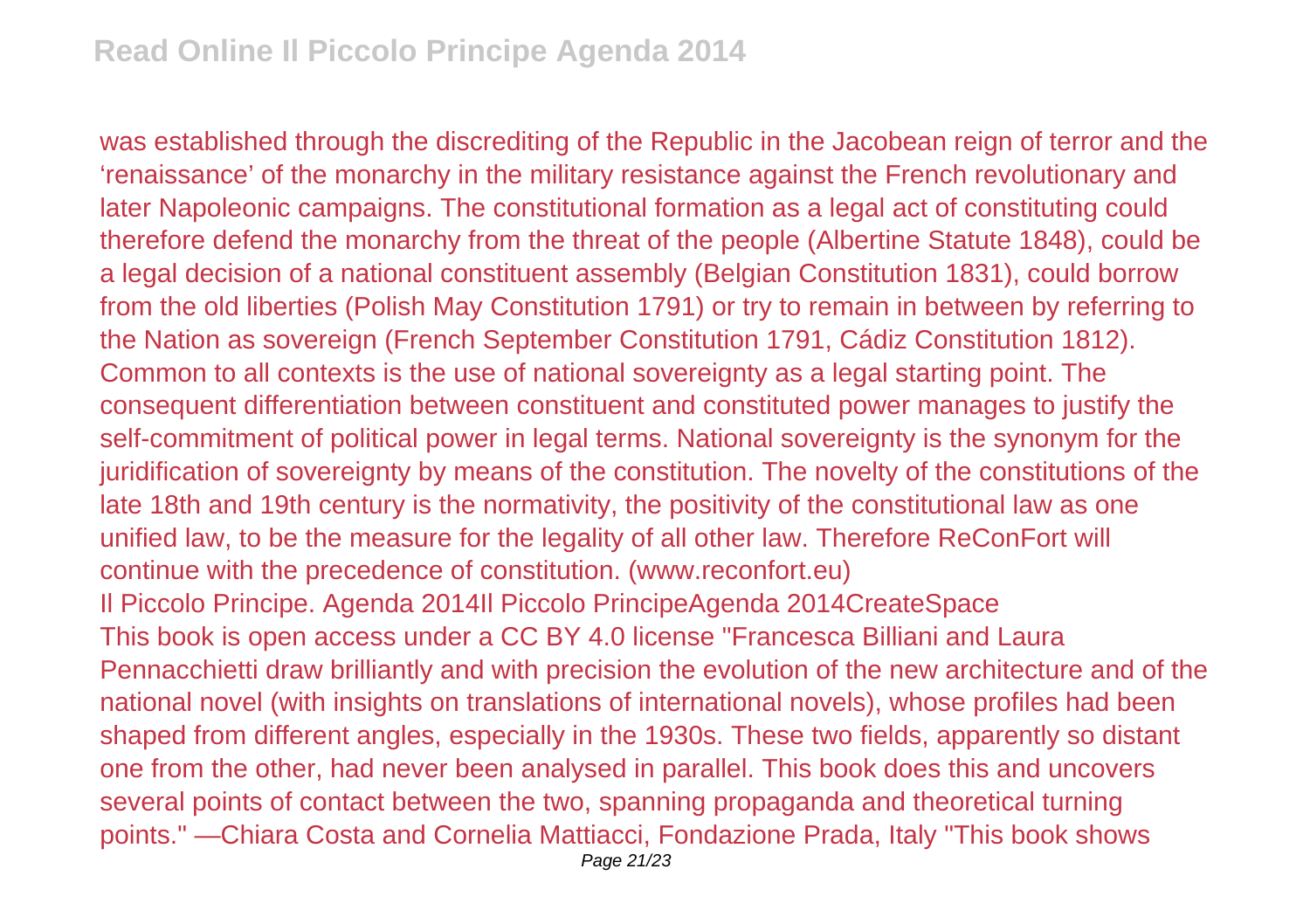was established through the discrediting of the Republic in the Jacobean reign of terror and the 'renaissance' of the monarchy in the military resistance against the French revolutionary and later Napoleonic campaigns. The constitutional formation as a legal act of constituting could therefore defend the monarchy from the threat of the people (Albertine Statute 1848), could be a legal decision of a national constituent assembly (Belgian Constitution 1831), could borrow from the old liberties (Polish May Constitution 1791) or try to remain in between by referring to the Nation as sovereign (French September Constitution 1791, Cádiz Constitution 1812). Common to all contexts is the use of national sovereignty as a legal starting point. The consequent differentiation between constituent and constituted power manages to justify the self-commitment of political power in legal terms. National sovereignty is the synonym for the juridification of sovereignty by means of the constitution. The novelty of the constitutions of the late 18th and 19th century is the normativity, the positivity of the constitutional law as one unified law, to be the measure for the legality of all other law. Therefore ReConFort will continue with the precedence of constitution. (www.reconfort.eu)

Il Piccolo Principe. Agenda 2014Il Piccolo PrincipeAgenda 2014CreateSpace

This book is open access under a CC BY 4.0 license "Francesca Billiani and Laura Pennacchietti draw brilliantly and with precision the evolution of the new architecture and of the national novel (with insights on translations of international novels), whose profiles had been shaped from different angles, especially in the 1930s. These two fields, apparently so distant one from the other, had never been analysed in parallel. This book does this and uncovers several points of contact between the two, spanning propaganda and theoretical turning points." —Chiara Costa and Cornelia Mattiacci, Fondazione Prada, Italy "This book shows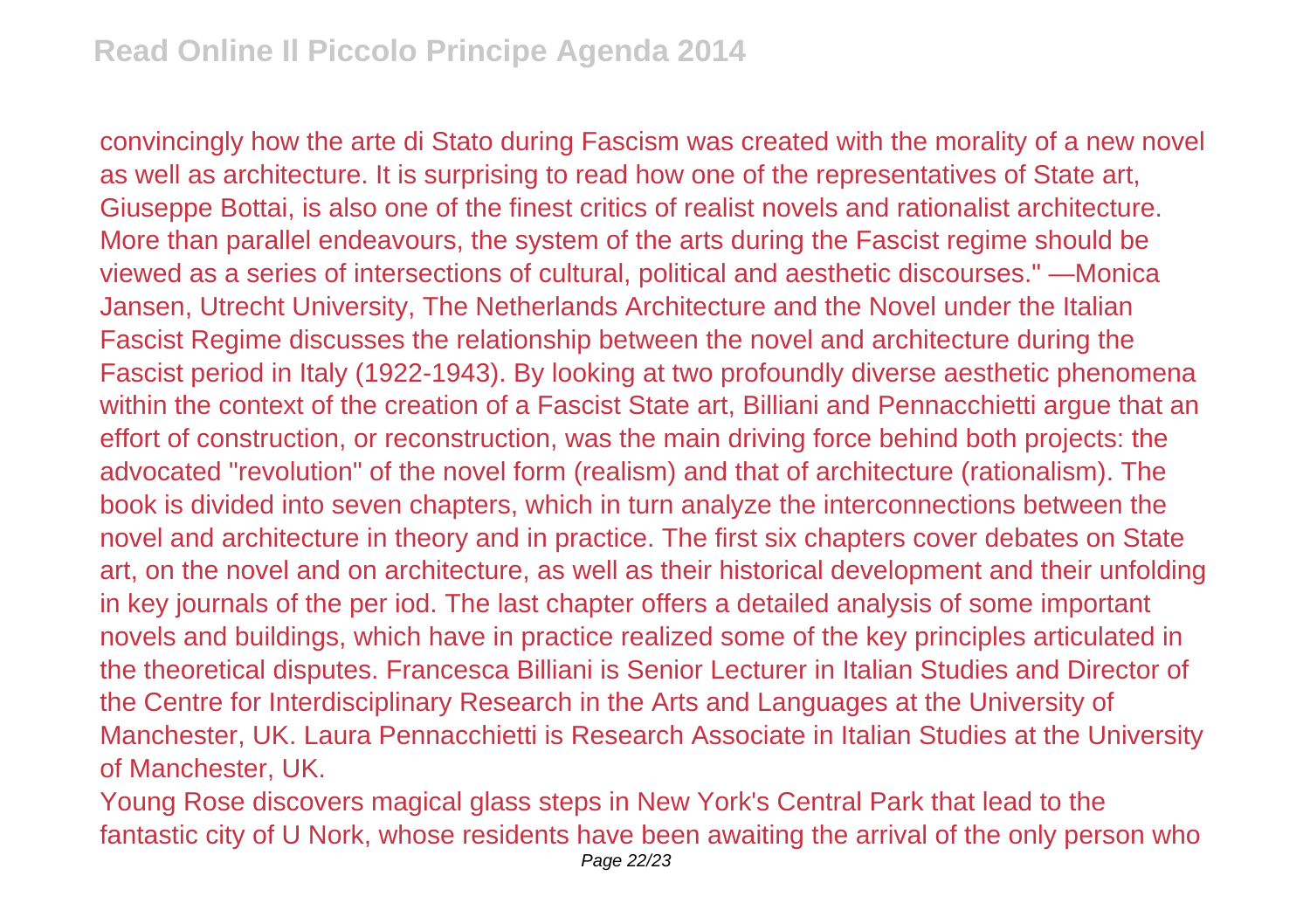convincingly how the arte di Stato during Fascism was created with the morality of a new novel as well as architecture. It is surprising to read how one of the representatives of State art, Giuseppe Bottai, is also one of the finest critics of realist novels and rationalist architecture. More than parallel endeavours, the system of the arts during the Fascist regime should be viewed as a series of intersections of cultural, political and aesthetic discourses." —Monica Jansen, Utrecht University, The Netherlands Architecture and the Novel under the Italian Fascist Regime discusses the relationship between the novel and architecture during the Fascist period in Italy (1922-1943). By looking at two profoundly diverse aesthetic phenomena within the context of the creation of a Fascist State art, Billiani and Pennacchietti argue that an effort of construction, or reconstruction, was the main driving force behind both projects: the advocated "revolution" of the novel form (realism) and that of architecture (rationalism). The book is divided into seven chapters, which in turn analyze the interconnections between the novel and architecture in theory and in practice. The first six chapters cover debates on State art, on the novel and on architecture, as well as their historical development and their unfolding in key journals of the per iod. The last chapter offers a detailed analysis of some important novels and buildings, which have in practice realized some of the key principles articulated in the theoretical disputes. Francesca Billiani is Senior Lecturer in Italian Studies and Director of the Centre for Interdisciplinary Research in the Arts and Languages at the University of Manchester, UK. Laura Pennacchietti is Research Associate in Italian Studies at the University of Manchester, UK.

Young Rose discovers magical glass steps in New York's Central Park that lead to the fantastic city of U Nork, whose residents have been awaiting the arrival of the only person who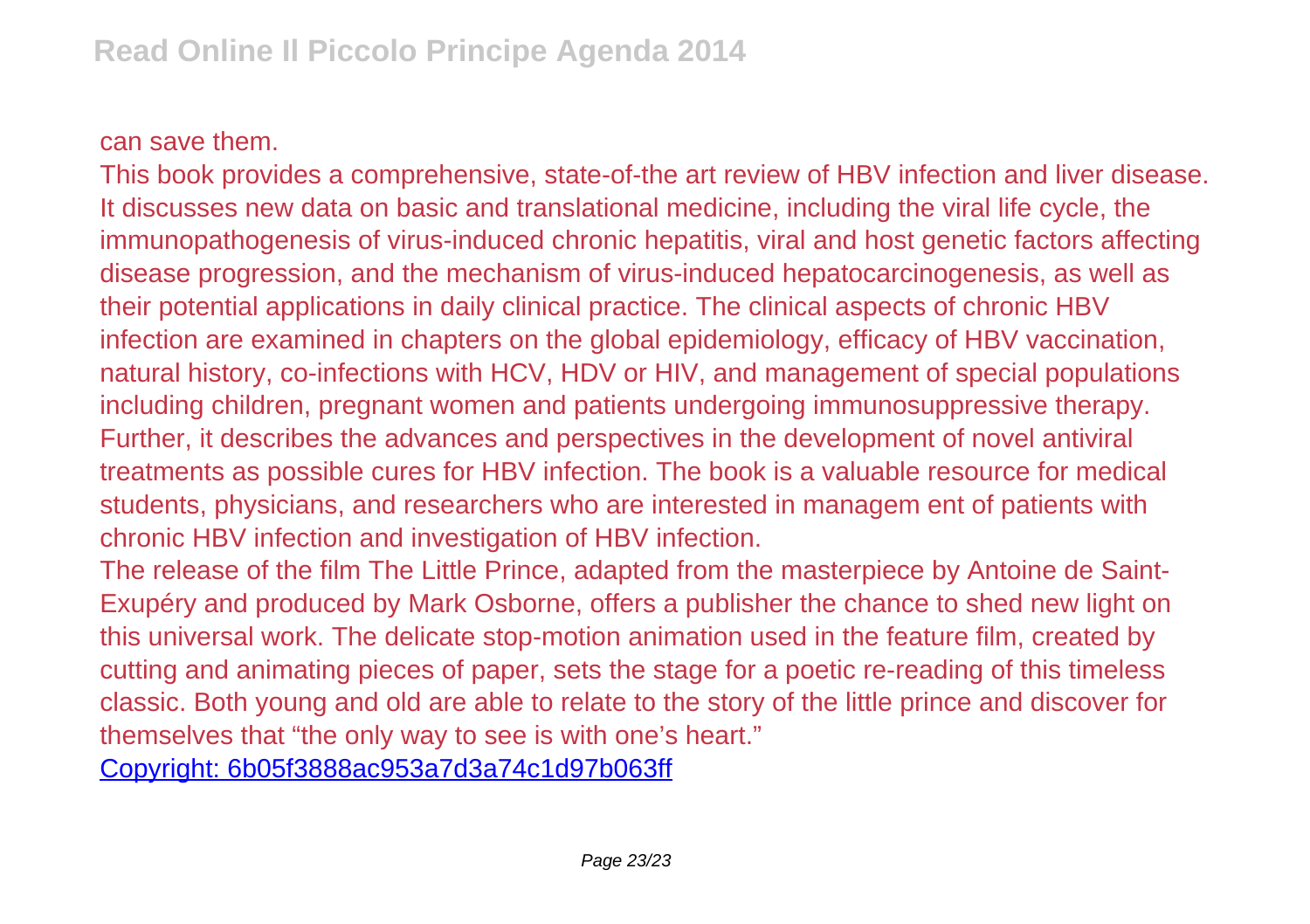can save them.

This book provides a comprehensive, state-of-the art review of HBV infection and liver disease. It discusses new data on basic and translational medicine, including the viral life cycle, the immunopathogenesis of virus-induced chronic hepatitis, viral and host genetic factors affecting disease progression, and the mechanism of virus-induced hepatocarcinogenesis, as well as their potential applications in daily clinical practice. The clinical aspects of chronic HBV infection are examined in chapters on the global epidemiology, efficacy of HBV vaccination, natural history, co-infections with HCV, HDV or HIV, and management of special populations including children, pregnant women and patients undergoing immunosuppressive therapy. Further, it describes the advances and perspectives in the development of novel antiviral treatments as possible cures for HBV infection. The book is a valuable resource for medical students, physicians, and researchers who are interested in managem ent of patients with chronic HBV infection and investigation of HBV infection.

The release of the film The Little Prince, adapted from the masterpiece by Antoine de Saint-Exupéry and produced by Mark Osborne, offers a publisher the chance to shed new light on this universal work. The delicate stop-motion animation used in the feature film, created by cutting and animating pieces of paper, sets the stage for a poetic re-reading of this timeless classic. Both young and old are able to relate to the story of the little prince and discover for themselves that “the only way to see is with one’s heart.”

Copyright: 6b05f3888ac953a7d3a74c1d97b063ff